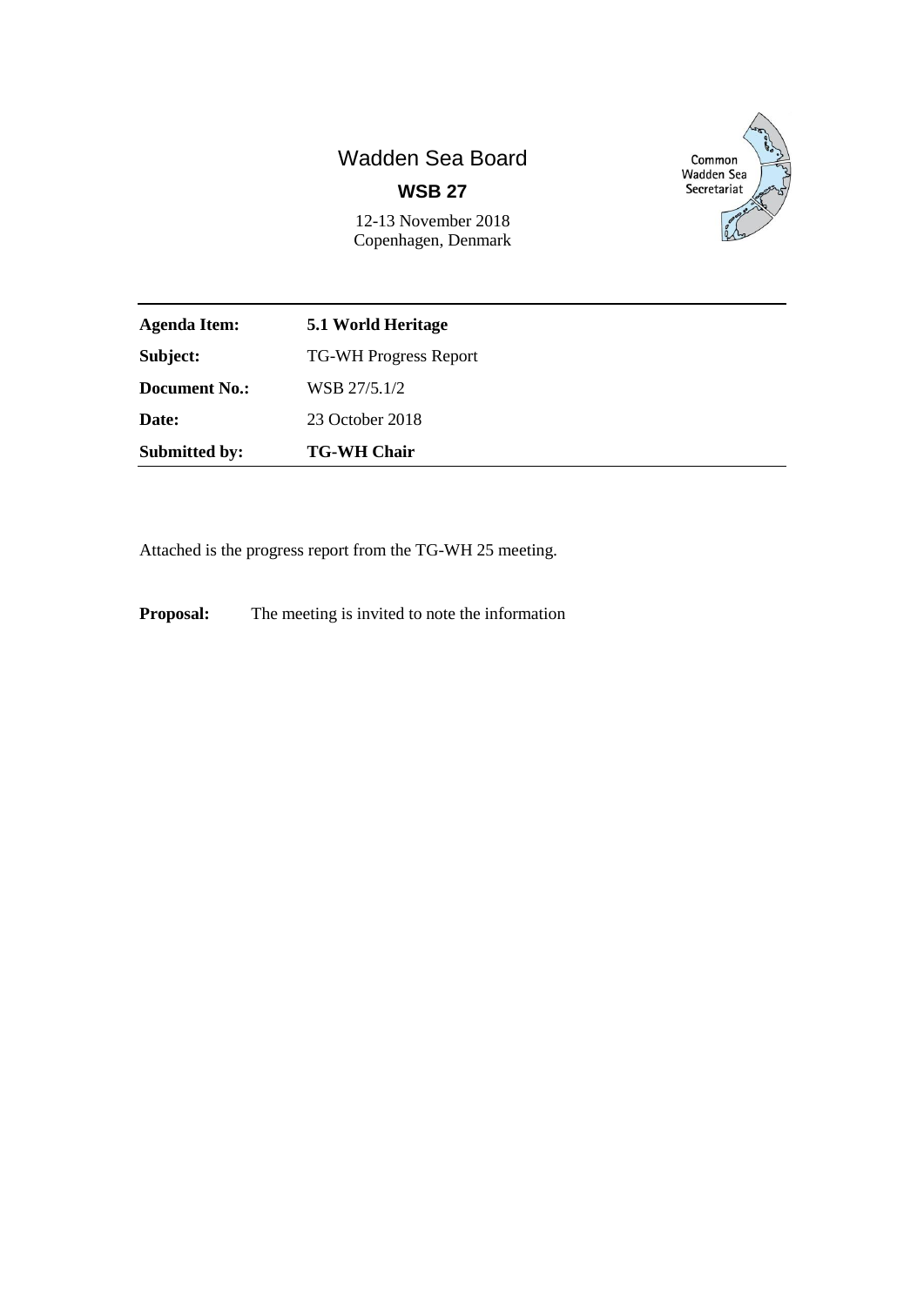# Wadden Sea Board

## WSB 27

12-13 November 2018
Copenhagen, Denmark

Common Wadden Sea Secretariat

| | |
|---|---|
| **Agenda Item:** | **5.1 World Heritage** |
| **Subject:** | TG-WH Progress Report |
| **Document No.:** | WSB 27/5.1/2 |
| **Date:** | 23 October 2018 |
| **Submitted by:** | **TG-WH Chair** |

Attached is the progress report from the TG-WH 25 meeting.

**Proposal:** The meeting is invited to note the information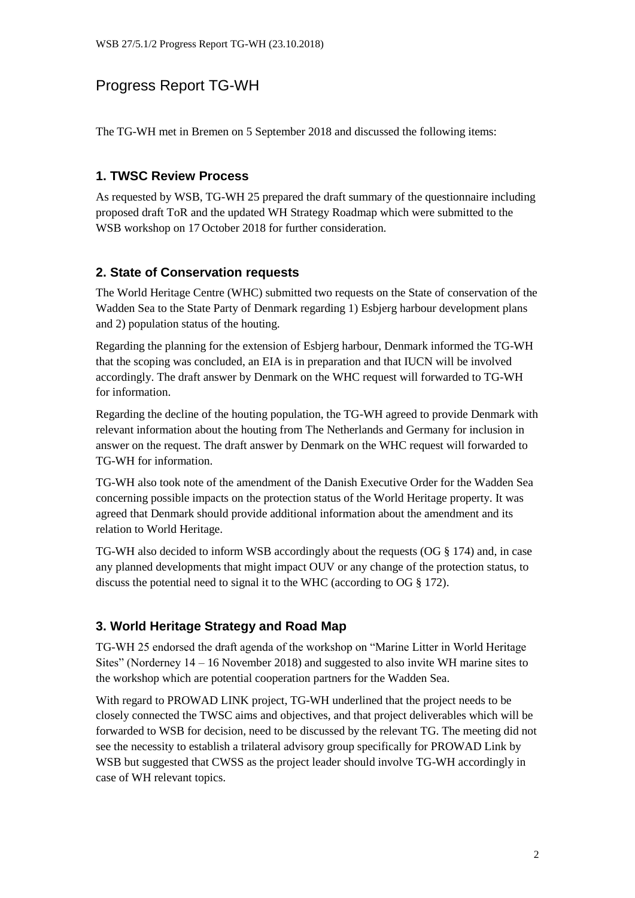# Progress Report TG-WH

The TG-WH met in Bremen on 5 September 2018 and discussed the following items:

## 1. TWSC Review Process

As requested by WSB, TG-WH 25 prepared the draft summary of the questionnaire including proposed draft ToR and the updated WH Strategy Roadmap which were submitted to the WSB workshop on 17 October 2018 for further consideration.

## 2. State of Conservation requests

The World Heritage Centre (WHC) submitted two requests on the State of conservation of the Wadden Sea to the State Party of Denmark regarding 1) Esbjerg harbour development plans and 2) population status of the houting.

Regarding the planning for the extension of Esbjerg harbour, Denmark informed the TG-WH that the scoping was concluded, an EIA is in preparation and that IUCN will be involved accordingly. The draft answer by Denmark on the WHC request will forwarded to TG-WH for information.

Regarding the decline of the houting population, the TG-WH agreed to provide Denmark with relevant information about the houting from The Netherlands and Germany for inclusion in answer on the request. The draft answer by Denmark on the WHC request will forwarded to TG-WH for information.

TG-WH also took note of the amendment of the Danish Executive Order for the Wadden Sea concerning possible impacts on the protection status of the World Heritage property. It was agreed that Denmark should provide additional information about the amendment and its relation to World Heritage.

TG-WH also decided to inform WSB accordingly about the requests (OG § 174) and, in case any planned developments that might impact OUV or any change of the protection status, to discuss the potential need to signal it to the WHC (according to OG § 172).

## 3. World Heritage Strategy and Road Map

TG-WH 25 endorsed the draft agenda of the workshop on "Marine Litter in World Heritage Sites" (Norderney 14 – 16 November 2018) and suggested to also invite WH marine sites to the workshop which are potential cooperation partners for the Wadden Sea.

With regard to PROWAD LINK project, TG-WH underlined that the project needs to be closely connected the TWSC aims and objectives, and that project deliverables which will be forwarded to WSB for decision, need to be discussed by the relevant TG. The meeting did not see the necessity to establish a trilateral advisory group specifically for PROWAD Link by WSB but suggested that CWSS as the project leader should involve TG-WH accordingly in case of WH relevant topics.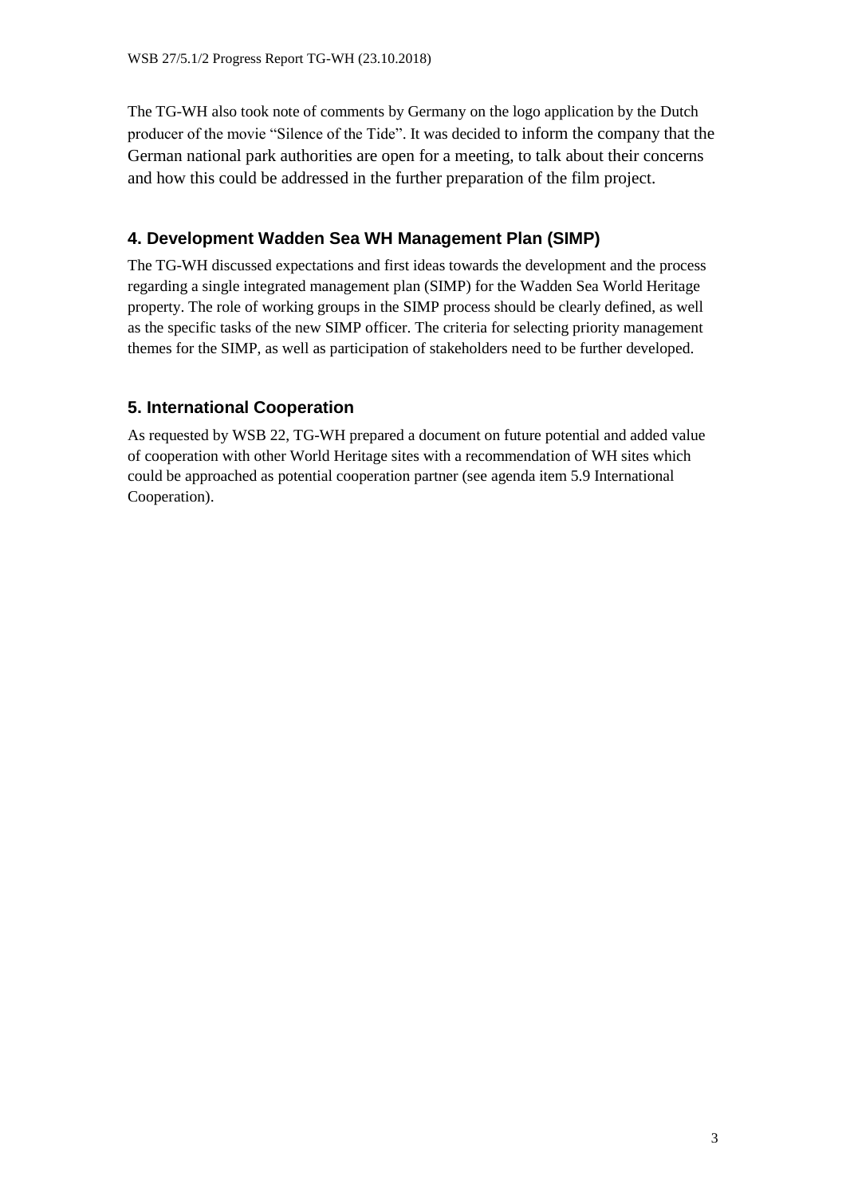The TG-WH also took note of comments by Germany on the logo application by the Dutch producer of the movie "Silence of the Tide". It was decided to inform the company that the German national park authorities are open for a meeting, to talk about their concerns and how this could be addressed in the further preparation of the film project.

## 4. Development Wadden Sea WH Management Plan (SIMP)

The TG-WH discussed expectations and first ideas towards the development and the process regarding a single integrated management plan (SIMP) for the Wadden Sea World Heritage property. The role of working groups in the SIMP process should be clearly defined, as well as the specific tasks of the new SIMP officer. The criteria for selecting priority management themes for the SIMP, as well as participation of stakeholders need to be further developed.

## 5. International Cooperation

As requested by WSB 22, TG-WH prepared a document on future potential and added value of cooperation with other World Heritage sites with a recommendation of WH sites which could be approached as potential cooperation partner (see agenda item 5.9 International Cooperation).